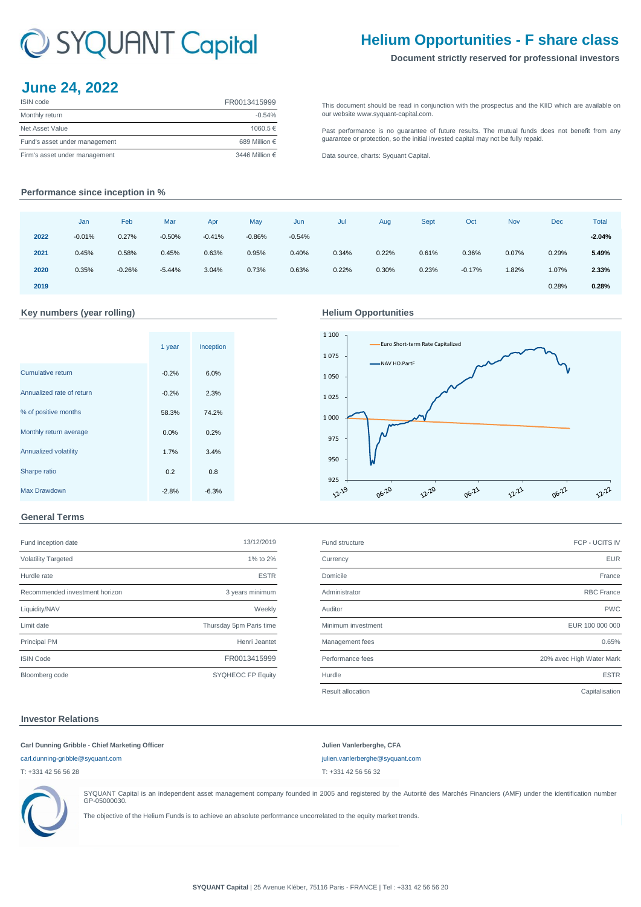# SYQUANT Capital

## Helium Opportunities - F share class

**Document strictly reserved for professional investors**

## June 24, 2022

| ISIN code | FR0013415999 |
|---|---|
| Monthly return | -0.54% |
| Net Asset Value | 1060.5 € |
| Fund's asset under management | 689 Million € |
| Firm's asset under management | 3446 Million € |

This document should be read in conjunction with the prospectus and the KIID which are available on our website www.syquant-capital.com.

Past performance is no guarantee of future results. The mutual funds does not benefit from any guarantee or protection, so the initial invested capital may not be fully repaid.

Data source, charts: Syquant Capital.

### Performance since inception in %

| | Jan | Feb | Mar | Apr | May | Jun | Jul | Aug | Sept | Oct | Nov | Dec | Total |
|---|---|---|---|---|---|---|---|---|---|---|---|---|---|
| **2022** | -0.01% | 0.27% | -0.50% | -0.41% | -0.86% | -0.54% | | | | | | | **-2.04%** |
| **2021** | 0.45% | 0.58% | 0.45% | 0.63% | 0.95% | 0.40% | 0.34% | 0.22% | 0.61% | 0.36% | 0.07% | 0.29% | **5.49%** |
| **2020** | 0.35% | -0.26% | -5.44% | 3.04% | 0.73% | 0.63% | 0.22% | 0.30% | 0.23% | -0.17% | 1.82% | 1.07% | **2.33%** |
| **2019** | | | | | | | | | | | | 0.28% | **0.28%** |

### Key numbers (year rolling)

| | 1 year | Inception |
|---|---|---|
| Cumulative return | -0.2% | 6.0% |
| Annualized rate of return | -0.2% | 2.3% |
| % of positive months | 58.3% | 74.2% |
| Monthly return average | 0.0% | 0.2% |
| Annualized volatility | 1.7% | 3.4% |
| Sharpe ratio | 0.2 | 0.8 |
| Max Drawdown | -2.8% | -6.3% |

### Helium Opportunities

### General Terms

| Fund inception date | 13/12/2019 |
|---|---|
| Volatility Targeted | 1% to 2% |
| Hurdle rate | ESTR |
| Recommended investment horizon | 3 years minimum |
| Liquidity/NAV | Weekly |
| Limit date | Thursday 5pm Paris time |
| Principal PM | Henri Jeantet |
| ISIN Code | FR0013415999 |
| Bloomberg code | SYQHEOC FP Equity |

| Fund structure | FCP - UCITS IV |
|---|---|
| Currency | EUR |
| Domicile | France |
| Administrator | RBC France |
| Auditor | PWC |
| Minimum investment | EUR 100 000 000 |
| Management fees | 0.65% |
| Performance fees | 20% avec High Water Mark |
| Hurdle | ESTR |
| Result allocation | Capitalisation |

### Investor Relations

**Carl Dunning Gribble - Chief Marketing Officer**
carl.dunning-gribble@syquant.com
T: +331 42 56 56 28

**Julien Vanlerberghe, CFA**
julien.vanlerberghe@syquant.com
T: +331 42 56 56 32

SYQUANT Capital is an independent asset management company founded in 2005 and registered by the Autorité des Marchés Financiers (AMF) under the identification number GP-05000030.

The objective of the Helium Funds is to achieve an absolute performance uncorrelated to the equity market trends.

**SYQUANT Capital** | 25 Avenue Kléber, 75116 Paris - FRANCE | Tel : +331 42 56 56 20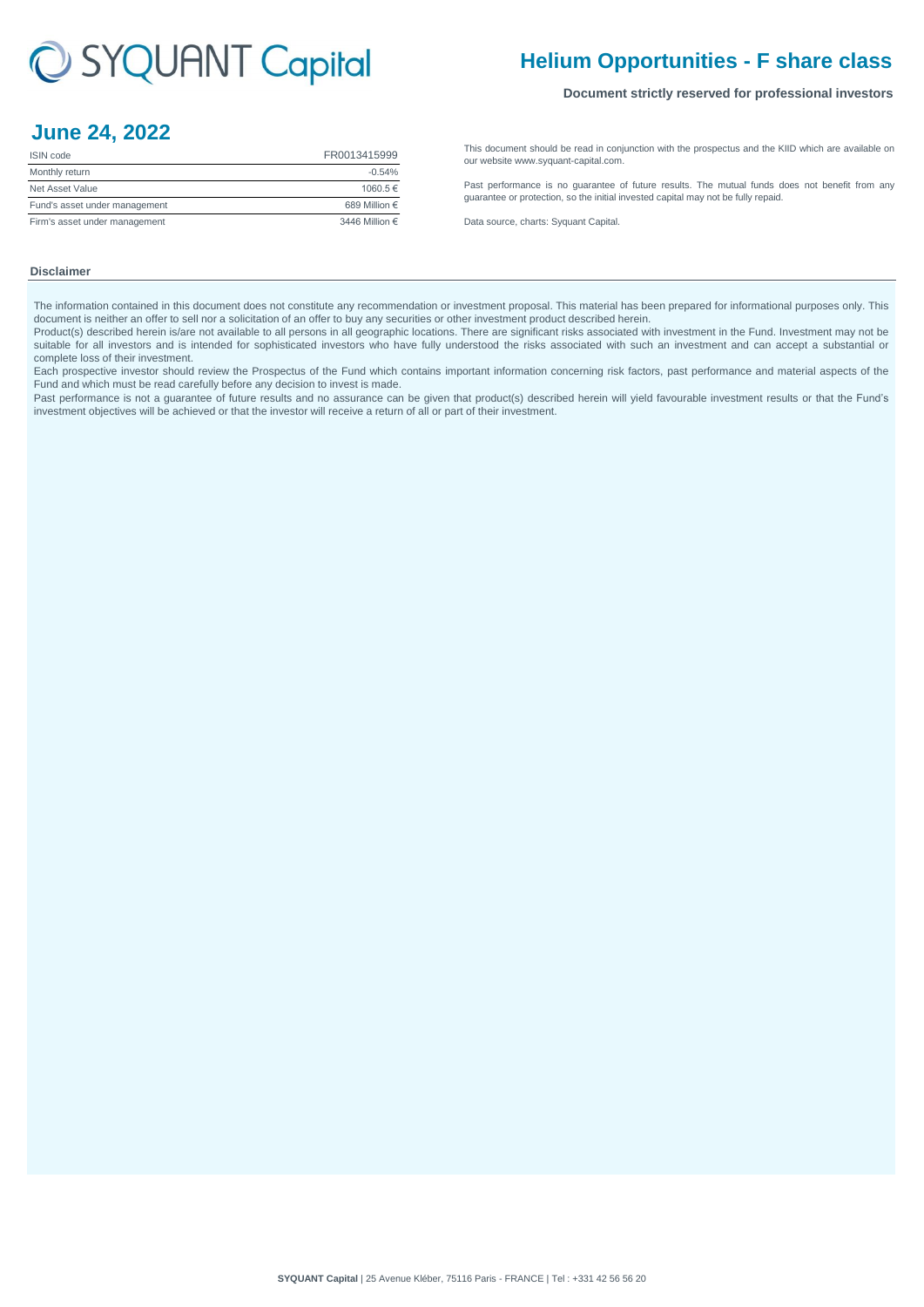# Helium Opportunities - F share class

**Document strictly reserved for professional investors**

## June 24, 2022

| | |
|---|---|
| ISIN code | FR0013415999 |
| Monthly return | -0.54% |
| Net Asset Value | 1060.5 € |
| Fund's asset under management | 689 Million € |
| Firm's asset under management | 3446 Million € |

This document should be read in conjunction with the prospectus and the KIID which are available on our website www.syquant-capital.com.

Past performance is no guarantee of future results. The mutual funds does not benefit from any guarantee or protection, so the initial invested capital may not be fully repaid.

Data source, charts: Syquant Capital.

### Disclaimer

The information contained in this document does not constitute any recommendation or investment proposal. This material has been prepared for informational purposes only. This document is neither an offer to sell nor a solicitation of an offer to buy any securities or other investment product described herein.

Product(s) described herein is/are not available to all persons in all geographic locations. There are significant risks associated with investment in the Fund. Investment may not be suitable for all investors and is intended for sophisticated investors who have fully understood the risks associated with such an investment and can accept a substantial or complete loss of their investment.

Each prospective investor should review the Prospectus of the Fund which contains important information concerning risk factors, past performance and material aspects of the Fund and which must be read carefully before any decision to invest is made.

Past performance is not a guarantee of future results and no assurance can be given that product(s) described herein will yield favourable investment results or that the Fund's investment objectives will be achieved or that the investor will receive a return of all or part of their investment.

**SYQUANT Capital** | 25 Avenue Kléber, 75116 Paris - FRANCE | Tel : +331 42 56 56 20